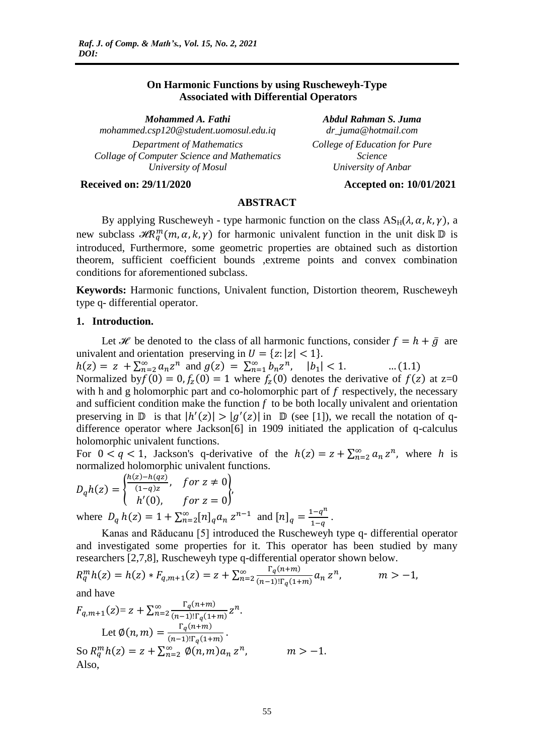# On Harmonic Functions by using Ruscheweyh-Type Associated with Differential Operators

*Mohammed A. Fathi*
*mohammed.csp120@student.uomosul.edu.iq*
*Department of Mathematics*
*Collage of Computer Science and Mathematics*
*University of Mosul*

*Abdul Rahman S. Juma*
*dr_juma@hotmail.com*
*College of Education for Pure Science*
*University of Anbar*

**Received on: 29/11/2020** **Accepted on: 10/01/2021**

## ABSTRACT

By applying Ruscheweyh - type harmonic function on the class $\mathrm{AS_H}(\lambda, \alpha, k, \gamma)$, a new subclass $\mathscr{HR}_q^m(m, \alpha, k, \gamma)$ for harmonic univalent function in the unit disk $\mathbb{D}$ is introduced, Furthermore, some geometric properties are obtained such as distortion theorem, sufficient coefficient bounds ,extreme points and convex combination conditions for aforementioned subclass.

**Keywords:** Harmonic functions, Univalent function, Distortion theorem, Ruscheweyh type q- differential operator.

## 1. Introduction.

Let $\mathscr{H}$ be denoted to the class of all harmonic functions, consider $f = h + \bar{g}$ are univalent and orientation preserving in $U = \{z: |z| < 1\}$.

$$h(z) = z + \sum_{n=2}^{\infty} a_n z^n \text{ and } g(z) = \sum_{n=1}^{\infty} b_n z^n, \quad |b_1| < 1. \qquad \ldots(1.1)$$

Normalized by $f(0) = 0, f_z(0) = 1$ where $f_z(0)$ denotes the derivative of $f(z)$ at z=0 with h and g holomorphic part and co-holomorphic part of $f$ respectively, the necessary and sufficient condition make the function $f$ to be both locally univalent and orientation preserving in $\mathbb{D}$ is that $|h'(z)| > |g'(z)|$ in $\mathbb{D}$ (see [1]), we recall the notation of q-difference operator where Jackson[6] in 1909 initiated the application of q-calculus holomorphic univalent functions.

For $0 < q < 1$, Jackson's q-derivative of the $h(z) = z + \sum_{n=2}^{\infty} a_n z^n$, where $h$ is normalized holomorphic univalent functions.

$$D_q h(z) = \begin{cases} \frac{h(z) - h(qz)}{(1-q)z}, & for\ z \neq 0 \\ h'(0), & for\ z = 0 \end{cases},$$

where $D_q h(z) = 1 + \sum_{n=2}^{\infty} [n]_q a_n z^{n-1}$ and $[n]_q = \frac{1-q^n}{1-q}$.

Kanas and Răducanu [5] introduced the Ruscheweyh type q- differential operator and investigated some properties for it. This operator has been studied by many researchers [2,7,8], Ruscheweyh type q-differential operator shown below.

$$R_q^m h(z) = h(z) * F_{q,m+1}(z) = z + \sum_{n=2}^{\infty} \frac{\Gamma_q(n+m)}{(n-1)!\Gamma_q(1+m)} a_n z^n, \qquad m > -1,$$

and have

$$F_{q,m+1}(z) = z + \sum_{n=2}^{\infty} \frac{\Gamma_q(n+m)}{(n-1)!\Gamma_q(1+m)} z^n.$$

Let $\emptyset(n, m) = \frac{\Gamma_q(n+m)}{(n-1)!\Gamma_q(1+m)}$.

So $R_q^m h(z) = z + \sum_{n=2}^{\infty} \emptyset(n, m) a_n z^n, \qquad m > -1.$

Also,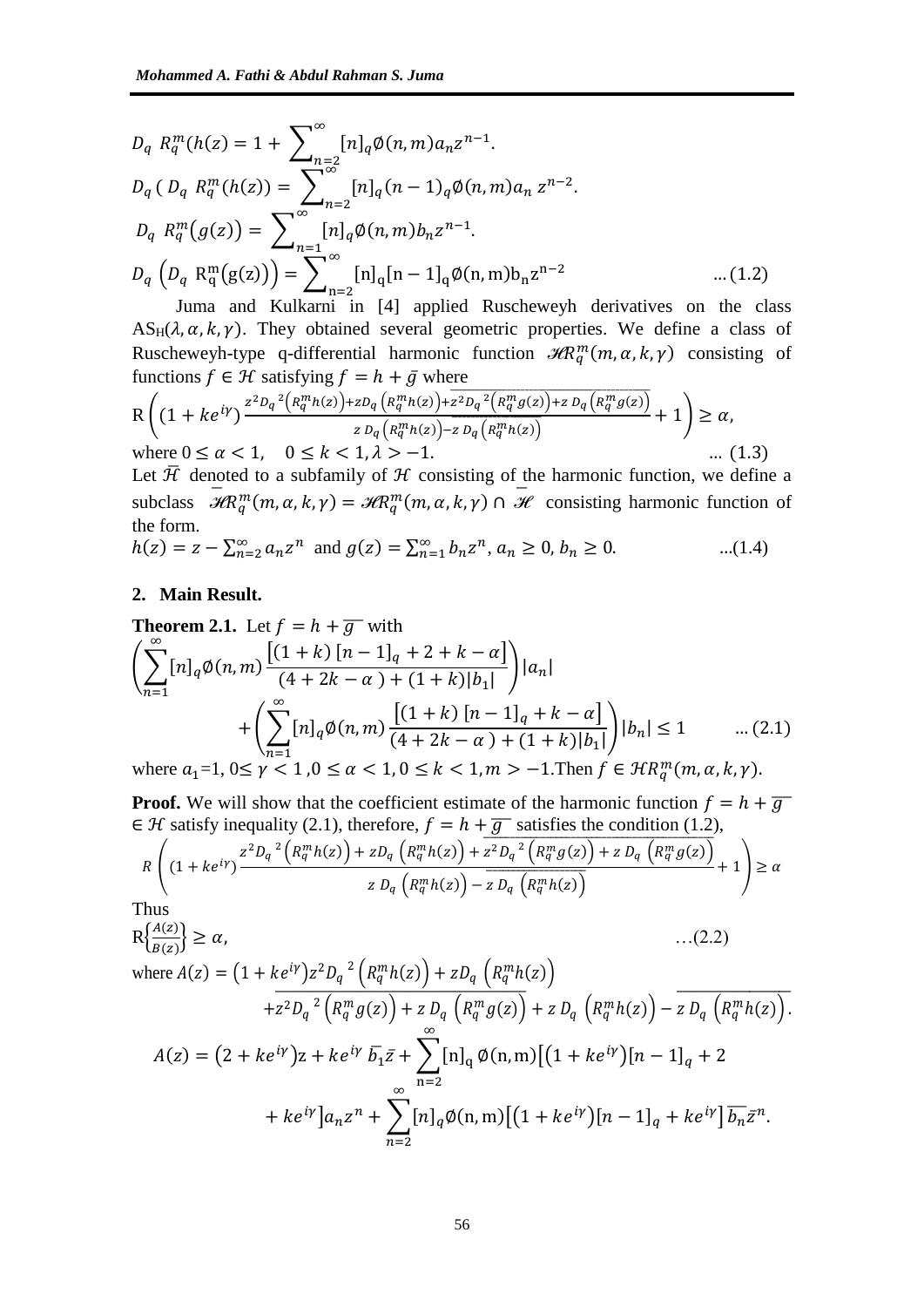$$D_q\ R_q^m(h(z) = 1 + \sum_{n=2}^{\infty}[n]_q\emptyset(n,m)a_n z^{n-1}.$$

$$D_q\ (\ D_q\ R_q^m(h(z)) = \sum_{n=2}^{\infty}[n]_q(n-1)_q\emptyset(n,m)a_n\ z^{n-2}.$$

$$D_q\ R_q^m\big(g(z)\big) = \sum_{n=1}^{\infty}[n]_q\emptyset(n,m)b_n z^{n-1}.$$

$$D_q\ \Big(D_q\ R_q^m\big(g(z)\big)\Big) = \sum_{n=2}^{\infty}[n]_q[n-1]_q\emptyset(n,m)b_n z^{n-2} \qquad \text{... (1.2)}$$

Juma and Kulkarni in [4] applied Ruscheweyh derivatives on the class $AS_H(\lambda,\alpha,k,\gamma)$. They obtained several geometric properties. We define a class of Ruscheweyh-type q-differential harmonic function $\mathscr{HR}_q^m(m,\alpha,k,\gamma)$ consisting of functions $f \in \mathcal{H}$ satisfying $f = h + \bar{g}$ where

$$\mathrm{R}\left((1+ke^{i\gamma})\frac{z^2{D_q}^2\big(R_q^m h(z)\big)+zD_q\big(R_q^m h(z)\big)+\overline{z^2{D_q}^2\big(R_q^m g(z)\big)+z\,D_q\big(R_q^m g(z)\big)}}{z\,D_q\big(R_q^m h(z)\big)-\overline{z\,D_q\big(R_q^m h(z)\big)}}+1\right) \geq \alpha,$$

where $0 \leq \alpha < 1, \quad 0 \leq k < 1, \lambda > -1.$ ... (1.3)

Let $\bar{\mathcal{H}}$ denoted to a subfamily of $\mathcal{H}$ consisting of the harmonic function, we define a subclass $\bar{\mathscr{HR}}_q^m(m,\alpha,k,\gamma) = \mathscr{HR}_q^m(m,\alpha,k,\gamma) \cap \bar{\mathscr{H}}$ consisting harmonic function of the form.

$$h(z) = z - \sum_{n=2}^{\infty} a_n z^n \text{ and } g(z) = \sum_{n=1}^{\infty} b_n z^n,\ a_n \geq 0,\ b_n \geq 0. \qquad \text{...(1.4)}$$

## 2. Main Result.

**Theorem 2.1.** Let $f = h + \overline{g}$ with

$$\left(\sum_{n=1}^{\infty}[n]_q\emptyset(n,m)\frac{\big[(1+k)\,[n-1]_q+2+k-\alpha\big]}{(4+2k-\alpha\,)+(1+k)|b_1|}\right)|a_n| + \left(\sum_{n=1}^{\infty}[n]_q\emptyset(n,m)\frac{\big[(1+k)\,[n-1]_q+k-\alpha\big]}{(4+2k-\alpha\,)+(1+k)|b_1|}\right)|b_n| \leq 1 \qquad \text{... (2.1)}$$

where $a_1$=1, $0 \leq \gamma < 1, 0 \leq \alpha < 1, 0 \leq k < 1, m > -1$.Then $f \in \mathcal{H}R_q^m(m,\alpha,k,\gamma)$.

**Proof.** We will show that the coefficient estimate of the harmonic function $f = h + \overline{g} \in \mathcal{H}$ satisfy inequality (2.1), therefore, $f = h + \overline{g}$ satisfies the condition (1.2),

$$R\left((1+ke^{i\gamma})\frac{z^2{D_q}^2\Big(R_q^m h(z)\Big)+zD_q\Big(R_q^m h(z)\Big)+\overline{z^2{D_q}^2\Big(R_q^m g(z)\Big)+z\,D_q\Big(R_q^m g(z)\Big)}}{z\,D_q\Big(R_q^m h(z)\Big)-\overline{z\,D_q\Big(R_q^m h(z)\Big)}}+1\right) \geq \alpha$$

Thus

$$\mathrm{R}\left\{\frac{A(z)}{B(z)}\right\} \geq \alpha, \qquad \text{…(2.2)}$$

where
$$A(z) = \big(1+ke^{i\gamma}\big)z^2{D_q}^2\Big(R_q^m h(z)\Big) + zD_q\Big(R_q^m h(z)\Big) + \overline{z^2{D_q}^2\Big(R_q^m g(z)\Big) + z\,D_q\Big(R_q^m g(z)\Big)} + z\,D_q\Big(R_q^m h(z)\Big) - \overline{z\,D_q\Big(R_q^m h(z)\Big)}.$$

$$A(z) = \big(2+ke^{i\gamma}\big)z + ke^{i\gamma}\,\bar{b}_1\bar{z} + \sum_{n=2}^{\infty}[n]_q\,\emptyset(n,m)\big[\big(1+ke^{i\gamma}\big)[n-1]_q + 2 + ke^{i\gamma}\big]a_n z^n + \sum_{n=2}^{\infty}[n]_q\emptyset(n,m)\big[\big(1+ke^{i\gamma}\big)[n-1]_q + ke^{i\gamma}\big]\overline{b_n}\bar{z}^n.$$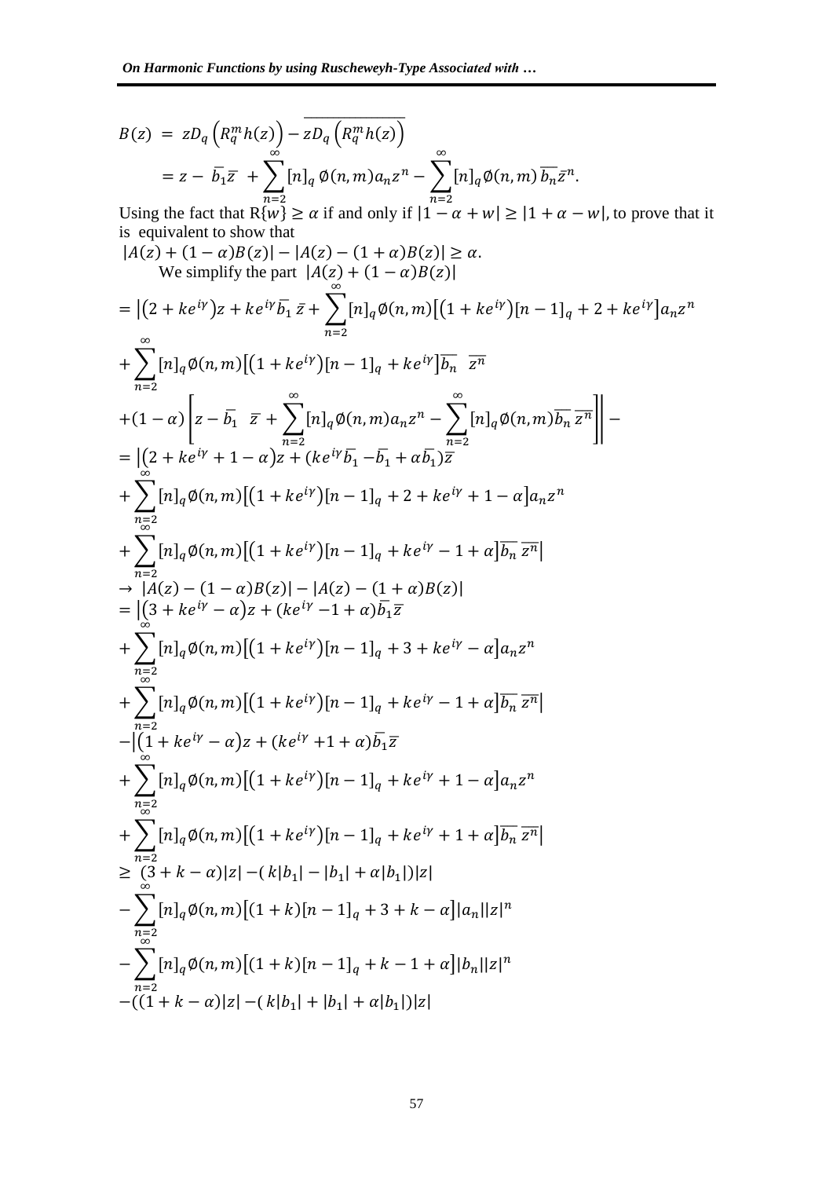$$B(z) = zD_q\left(R_q^m h(z)\right) - \overline{zD_q\left(R_q^m h(z)\right)}$$

$$= z - \bar{b_1}\bar{z} + \sum_{n=2}^{\infty}[n]_q \emptyset(n,m)a_n z^n - \sum_{n=2}^{\infty}[n]_q \emptyset(n,m)\overline{b_n}\bar{z}^n.$$

Using the fact that $\mathrm{R}\{w\} \geq \alpha$ if and only if $|1-\alpha+w| \geq |1+\alpha-w|$, to prove that it is equivalent to show that

$$|A(z) + (1-\alpha)B(z)| - |A(z) - (1+\alpha)B(z)| \geq \alpha.$$

We simplify the part $|A(z) + (1-\alpha)B(z)|$

$$= \Big|\left(2+ke^{i\gamma}\right)z + ke^{i\gamma}\bar{b_1}\,\bar{z} + \sum_{n=2}^{\infty}[n]_q\emptyset(n,m)\left[\left(1+ke^{i\gamma}\right)[n-1]_q + 2 + ke^{i\gamma}\right]a_n z^n$$

$$+ \sum_{n=2}^{\infty}[n]_q\emptyset(n,m)\left[\left(1+ke^{i\gamma}\right)[n-1]_q + ke^{i\gamma}\right]\overline{b_n}\;\overline{z^n}$$

$$+(1-\alpha)\left[z - \bar{b_1}\;\bar{z} + \sum_{n=2}^{\infty}[n]_q\emptyset(n,m)a_n z^n - \sum_{n=2}^{\infty}[n]_q\emptyset(n,m)\overline{b_n}\,\overline{z^n}\right]\Bigg| -$$

$$= \Big|\left(2+ke^{i\gamma}+1-\alpha\right)z + (ke^{i\gamma}\bar{b_1} - \bar{b_1} + \alpha\bar{b_1})\bar{z}$$

$$+ \sum_{n=2}^{\infty}[n]_q\emptyset(n,m)\left[\left(1+ke^{i\gamma}\right)[n-1]_q + 2 + ke^{i\gamma} + 1 - \alpha\right]a_n z^n$$

$$+ \sum_{n=2}^{\infty}[n]_q\emptyset(n,m)\left[\left(1+ke^{i\gamma}\right)[n-1]_q + ke^{i\gamma} - 1 + \alpha\right]\overline{b_n}\,\overline{z^n}\Big|$$

$$\rightarrow |A(z) - (1-\alpha)B(z)| - |A(z) - (1+\alpha)B(z)|$$

$$= \Big|\left(3+ke^{i\gamma}-\alpha\right)z + (ke^{i\gamma} - 1 + \alpha)\bar{b_1}\bar{z}$$

$$+ \sum_{n=2}^{\infty}[n]_q\emptyset(n,m)\left[\left(1+ke^{i\gamma}\right)[n-1]_q + 3 + ke^{i\gamma} - \alpha\right]a_n z^n$$

$$+ \sum_{n=2}^{\infty}[n]_q\emptyset(n,m)\left[\left(1+ke^{i\gamma}\right)[n-1]_q + ke^{i\gamma} - 1 + \alpha\right]\overline{b_n}\,\overline{z^n}\Big|$$

$$-\Big|\left(1+ke^{i\gamma}-\alpha\right)z + (ke^{i\gamma} + 1 + \alpha)\bar{b_1}\bar{z}$$

$$+ \sum_{n=2}^{\infty}[n]_q\emptyset(n,m)\left[\left(1+ke^{i\gamma}\right)[n-1]_q + ke^{i\gamma} + 1 - \alpha\right]a_n z^n$$

$$+ \sum_{n=2}^{\infty}[n]_q\emptyset(n,m)\left[\left(1+ke^{i\gamma}\right)[n-1]_q + ke^{i\gamma} + 1 + \alpha\right]\overline{b_n}\,\overline{z^n}\Big|$$

$$\geq (3+k-\alpha)|z| - (k|b_1| - |b_1| + \alpha|b_1|)|z|$$

$$- \sum_{n=2}^{\infty}[n]_q\emptyset(n,m)\left[(1+k)[n-1]_q + 3 + k - \alpha\right]|a_n||z|^n$$

$$- \sum_{n=2}^{\infty}[n]_q\emptyset(n,m)\left[(1+k)[n-1]_q + k - 1 + \alpha\right]|b_n||z|^n$$

$$-((1+k-\alpha)|z| - (k|b_1| + |b_1| + \alpha|b_1|)|z|$$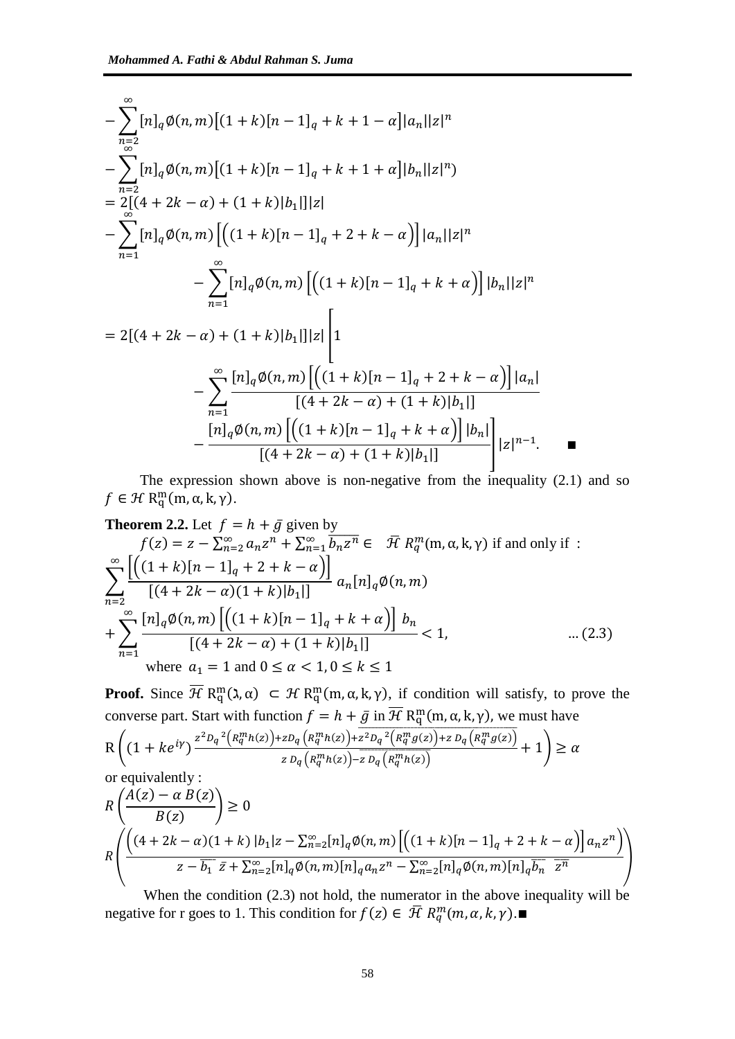$$
\begin{aligned}
&-\sum_{n=2}^{\infty}[n]_q \emptyset(n,m)\left[(1+k)[n-1]_q+k+1-\alpha\right]|a_n||z|^n \\
&-\sum_{n=2}^{\infty}[n]_q \emptyset(n,m)\left[(1+k)[n-1]_q+k+1+\alpha\right]|b_n||z|^n) \\
&=2[(4+2k-\alpha)+(1+k)|b_1|]|z| \\
&-\sum_{n=1}^{\infty}[n]_q \emptyset(n,m)\left[\left((1+k)[n-1]_q+2+k-\alpha\right)\right]|a_n||z|^n \\
&\qquad -\sum_{n=1}^{\infty}[n]_q \emptyset(n,m)\left[\left((1+k)[n-1]_q+k+\alpha\right)\right]|b_n||z|^n \\
&=2[(4+2k-\alpha)+(1+k)|b_1|]|z|\Bigg[1 \\
&\qquad -\sum_{n=1}^{\infty}\frac{[n]_q \emptyset(n,m)\left[\left((1+k)[n-1]_q+2+k-\alpha\right)\right]|a_n|}{[(4+2k-\alpha)+(1+k)|b_1|]} \\
&\qquad -\frac{[n]_q \emptyset(n,m)\left[\left((1+k)[n-1]_q+k+\alpha\right)\right]|b_n|}{[(4+2k-\alpha)+(1+k)|b_1|]}\Bigg]|z|^{n-1}. \qquad \blacksquare
\end{aligned}
$$

The expression shown above is non-negative from the inequality (2.1) and so $f \in \mathcal{H}\, R_q^m(m,\alpha,k,\gamma)$.

**Theorem 2.2.** Let $f = h + \bar{g}$ given by

$f(z) = z - \sum_{n=2}^{\infty} a_n z^n + \sum_{n=1}^{\infty} \overline{b_n z^n} \in \ \bar{\mathcal{H}}\, R_q^m(m,\alpha,k,\gamma)$ if and only if :

$$
\sum_{n=2}^{\infty}\frac{\left[\left((1+k)[n-1]_q+2+k-\alpha\right)\right]}{[(4+2k-\alpha)(1+k)|b_1|]}\, a_n [n]_q \emptyset(n,m)
+\sum_{n=1}^{\infty}\frac{[n]_q \emptyset(n,m)\left[\left((1+k)[n-1]_q+k+\alpha\right)\right]\, b_n}{[(4+2k-\alpha)+(1+k)|b_1|]}<1, \qquad \ldots (2.3)
$$

where $a_1 = 1$ and $0 \le \alpha < 1, 0 \le k \le 1$

**Proof.** Since $\overline{\mathcal{H}}\, R_q^m(\lambda,\alpha) \subset \mathcal{H}\, R_q^m(m,\alpha,k,\gamma)$, if condition will satisfy, to prove the converse part. Start with function $f = h + \bar{g}$ in $\overline{\mathcal{H}}\, R_q^m(m,\alpha,k,\gamma)$, we must have

$$
\mathrm{R}\left((1+ke^{i\gamma})\frac{z^2 D_q{}^2\left(R_q^m h(z)\right)+zD_q\left(R_q^m h(z)\right)+\overline{z^2 D_q{}^2\left(R_q^m g(z)\right)+z\, D_q\left(R_q^m g(z)\right)}}{z\, D_q\left(R_q^m h(z)\right)-\overline{z\, D_q\left(R_q^m h(z)\right)}}+1\right)\ge \alpha
$$

or equivalently :

$$
R\left(\frac{A(z)-\alpha\, B(z)}{B(z)}\right)\ge 0
$$

$$
R\left(\frac{\left((4+2k-\alpha)(1+k)\,|b_1|z-\sum_{n=2}^{\infty}[n]_q \emptyset(n,m)\left[\left((1+k)[n-1]_q+2+k-\alpha\right)\right]a_n z^n\right)}{z-\overline{b_1}\ \bar{z}+\sum_{n=2}^{\infty}[n]_q \emptyset(n,m)[n]_q a_n z^n-\sum_{n=2}^{\infty}[n]_q \emptyset(n,m)[n]_q \overline{b_n}\ \overline{z^n}}\right)
$$

When the condition (2.3) not hold, the numerator in the above inequality will be negative for r goes to 1. This condition for $f(z) \in \ \bar{\mathcal{H}}\, R_q^m(m,\alpha,k,\gamma)$.$\blacksquare$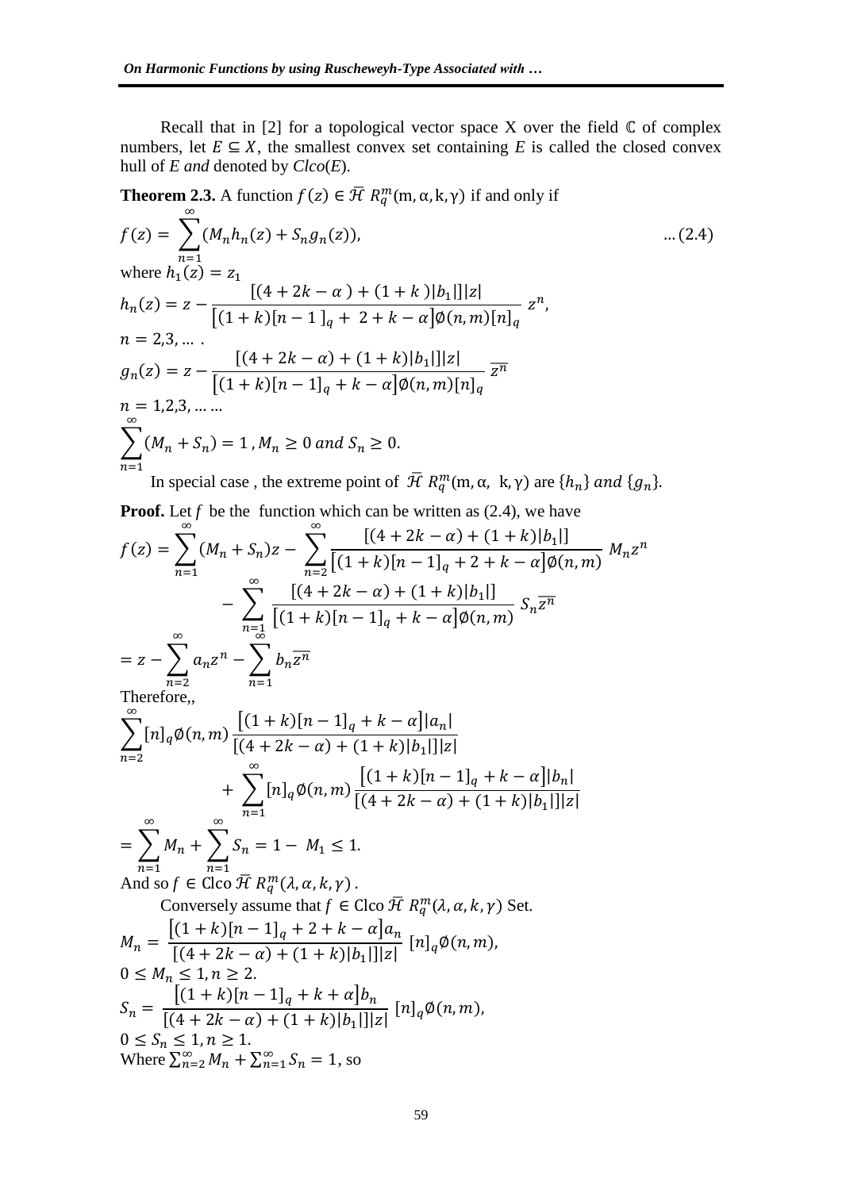Recall that in [2] for a topological vector space X over the field $\mathbb{C}$ of complex numbers, let $E \subseteq X$, the smallest convex set containing $E$ is called the closed convex hull of $E$ *and* denoted by *Clco*($E$).

**Theorem 2.3.** A function $f(z) \in \bar{\mathcal{H}}\ R_q^m(\mathrm{m}, \alpha, \mathrm{k}, \gamma)$ if and only if

$$f(z) = \sum_{n=1}^{\infty}(M_n h_n(z) + S_n g_n(z)), \qquad \dots (2.4)$$

where $h_1(z) = z_1$

$$h_n(z) = z - \frac{[(4+2k-\alpha\ ) + (1+k\ )|b_1|]|z|}{\left[(1+k)[n-1\ ]_q +\ 2+k-\alpha\right]\emptyset(n,m)[n]_q}\ z^n,$$

$n = 2,3, \dots$ .

$$g_n(z) = z - \frac{[(4+2k-\alpha) + (1+k)|b_1|]|z|}{\left[(1+k)[n-1]_q + k-\alpha\right]\emptyset(n,m)[n]_q}\ \overline{z^n}$$

$n = 1,2,3, \dots \dots$

$$\sum_{n=1}^{\infty}(M_n + S_n) = 1\ , M_n \geq 0\ and\ S_n \geq 0.$$

In special case , the extreme point of $\bar{\mathcal{H}}\ R_q^m(\mathrm{m}, \alpha,\ \mathrm{k}, \gamma)$ are $\{h_n\}\ and\ \{g_n\}$.

**Proof.** Let $f$ be the function which can be written as (2.4), we have

$$f(z) = \sum_{n=1}^{\infty}(M_n + S_n)z - \sum_{n=2}^{\infty}\frac{[(4+2k-\alpha) + (1+k)|b_1|]}{\left[(1+k)[n-1]_q + 2+k-\alpha\right]\emptyset(n,m)}\ M_n z^n$$
$$- \sum_{n=1}^{\infty}\frac{[(4+2k-\alpha) + (1+k)|b_1|]}{\left[(1+k)[n-1]_q + k-\alpha\right]\emptyset(n,m)}\ S_n\overline{z^n}$$
$$= z - \sum_{n=2}^{\infty} a_n z^n - \sum_{n=1}^{\infty} b_n\overline{z^n}$$

Therefore,,

$$\sum_{n=2}^{\infty}[n]_q\emptyset(n,m)\frac{\left[(1+k)[n-1]_q + k-\alpha\right]|a_n|}{[(4+2k-\alpha) + (1+k)|b_1|]|z|}$$
$$+ \sum_{n=1}^{\infty}[n]_q\emptyset(n,m)\frac{\left[(1+k)[n-1]_q + k-\alpha\right]|b_n|}{[(4+2k-\alpha) + (1+k)|b_1|]|z|}$$
$$= \sum_{n=1}^{\infty} M_n + \sum_{n=1}^{\infty} S_n = 1 -\ M_1 \leq 1.$$

And so $f \in$ Clco $\bar{\mathcal{H}}\ R_q^m(\lambda, \alpha, k, \gamma)$ .

Conversely assume that $f \in$ Clco $\bar{\mathcal{H}}\ R_q^m(\lambda, \alpha, k, \gamma)$ Set.

$$M_n = \frac{\left[(1+k)[n-1]_q + 2+k-\alpha\right]a_n}{[(4+2k-\alpha) + (1+k)|b_1|]|z|}\ [n]_q\emptyset(n,m),$$

$0 \leq M_n \leq 1, n \geq 2.$

$$S_n = \frac{\left[(1+k)[n-1]_q + k+\alpha\right]b_n}{[(4+2k-\alpha) + (1+k)|b_1|]|z|}\ [n]_q\emptyset(n,m),$$

$0 \leq S_n \leq 1, n \geq 1.$

Where $\sum_{n=2}^{\infty} M_n + \sum_{n=1}^{\infty} S_n = 1$, so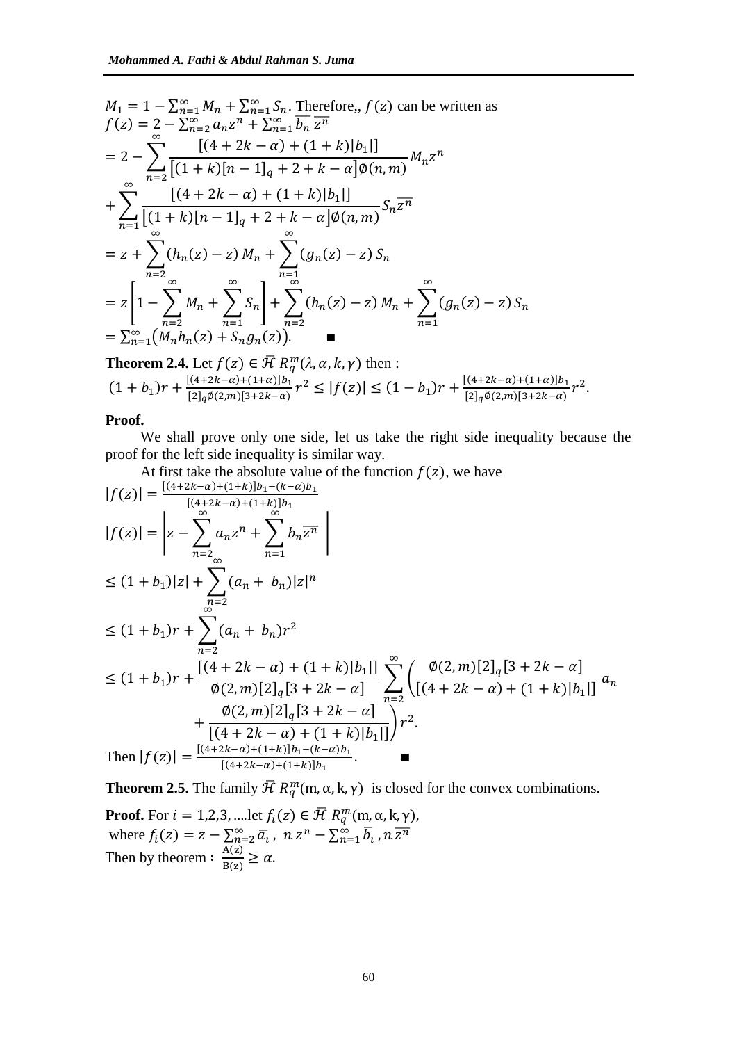$M_1 = 1 - \sum_{n=1}^{\infty} M_n + \sum_{n=1}^{\infty} S_n$. Therefore,, $f(z)$ can be written as

$$
\begin{aligned}
f(z) &= 2 - \sum_{n=2}^{\infty} a_n z^n + \sum_{n=1}^{\infty} \overline{b_n}\, \overline{z^n} \\
&= 2 - \sum_{n=2}^{\infty} \frac{[(4+2k-\alpha)+(1+k)|b_1|]}{\left[(1+k)[n-1]_q + 2 + k - \alpha\right]\emptyset(n,m)} M_n z^n \\
&+ \sum_{n=1}^{\infty} \frac{[(4+2k-\alpha)+(1+k)|b_1|]}{\left[(1+k)[n-1]_q + 2 + k - \alpha\right]\emptyset(n,m)} S_n \overline{z^n} \\
&= z + \sum_{n=2}^{\infty} (h_n(z) - z)\, M_n + \sum_{n=1}^{\infty} (g_n(z) - z)\, S_n \\
&= z\left[1 - \sum_{n=2}^{\infty} M_n + \sum_{n=1}^{\infty} S_n\right] + \sum_{n=2}^{\infty} (h_n(z) - z)\, M_n + \sum_{n=1}^{\infty} (g_n(z) - z)\, S_n \\
&= \sum_{n=1}^{\infty} \left(M_n h_n(z) + S_n g_n(z)\right). \qquad \blacksquare
\end{aligned}
$$

**Theorem 2.4.** Let $f(z) \in \bar{\mathcal{H}}\, R_q^m(\lambda, \alpha, k, \gamma)$ then :

$$
(1+b_1)r + \frac{[(4+2k-\alpha)+(1+\alpha)]b_1}{[2]_q \emptyset(2,m)[3+2k-\alpha)} r^2 \le |f(z)| \le (1-b_1)r + \frac{[(4+2k-\alpha)+(1+\alpha)]b_1}{[2]_q \emptyset(2,m)[3+2k-\alpha)} r^2.
$$

**Proof.**

We shall prove only one side, let us take the right side inequality because the proof for the left side inequality is similar way.

At first take the absolute value of the function $f(z)$, we have

$$
|f(z)| = \frac{[(4+2k-\alpha)+(1+k)]b_1 - (k-\alpha)b_1}{[(4+2k-\alpha)+(1+k)]b_1}
$$

$$
\begin{aligned}
|f(z)| &= \left| z - \sum_{n=2}^{\infty} a_n z^n + \sum_{n=1}^{\infty} b_n \overline{z^n} \right| \\
&\le (1+b_1)|z| + \sum_{n=2}^{\infty} (a_n + b_n)|z|^n \\
&\le (1+b_1)r + \sum_{n=2}^{\infty} (a_n + b_n) r^2 \\
&\le (1+b_1)r + \frac{[(4+2k-\alpha)+(1+k)|b_1|]}{\emptyset(2,m)[2]_q[3+2k-\alpha]} \sum_{n=2}^{\infty} \left( \frac{\emptyset(2,m)[2]_q[3+2k-\alpha]}{[(4+2k-\alpha)+(1+k)|b_1|]}\, a_n \right. \\
&\qquad \left. + \frac{\emptyset(2,m)[2]_q[3+2k-\alpha]}{[(4+2k-\alpha)+(1+k)|b_1|]} \right) r^2.
\end{aligned}
$$

Then $|f(z)| = \frac{[(4+2k-\alpha)+(1+k)]b_1 - (k-\alpha)b_1}{[(4+2k-\alpha)+(1+k)]b_1}$. $\blacksquare$

**Theorem 2.5.** The family $\bar{\mathcal{H}}\, R_q^m(\mathrm{m}, \alpha, \mathrm{k}, \gamma)$ is closed for the convex combinations.

**Proof.** For $i = 1,2,3, \ldots$.let $f_i(z) \in \bar{\mathcal{H}}\, R_q^m(\mathrm{m}, \alpha, \mathrm{k}, \gamma)$,
where $f_i(z) = z - \sum_{n=2}^{\infty} \bar{a}_\iota\, ,\ n\, z^n - \sum_{n=1}^{\infty} \bar{b}_\iota\, , n\, \overline{z^n}$
Then by theorem : $\frac{\mathrm{A(z)}}{\mathrm{B(z)}} \ge \alpha$.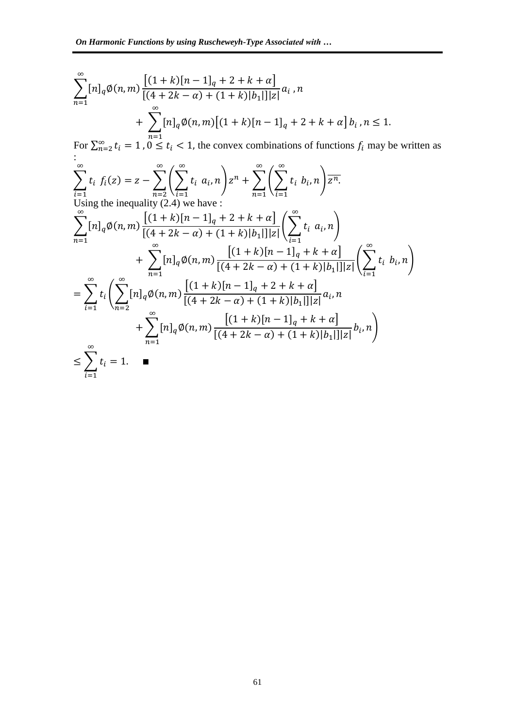$$\sum_{n=1}^{\infty}[n]_q\emptyset(n,m)\frac{\left[(1+k)[n-1]_q+2+k+\alpha\right]}{[(4+2k-\alpha)+(1+k)|b_1|]|z|}a_i\,,n + \sum_{n=1}^{\infty}[n]_q\emptyset(n,m)\left[(1+k)[n-1]_q+2+k+\alpha\right]b_i\,,n \leq 1.$$

For $\sum_{n=2}^{\infty} t_i = 1$ , $0 \leq t_i < 1$, the convex combinations of functions $f_i$ may be written as :

$$\sum_{i=1}^{\infty} t_i\ f_i(z) = z - \sum_{n=2}^{\infty}\left(\sum_{i=1}^{\infty} t_i\ a_i, n\right)z^n + \sum_{n=1}^{\infty}\left(\sum_{i=1}^{\infty} t_i\ b_i, n\right)\overline{z^n.}$$

Using the inequality (2.4) we have :

$$\sum_{n=1}^{\infty}[n]_q\emptyset(n,m)\frac{\left[(1+k)[n-1]_q+2+k+\alpha\right]}{[(4+2k-\alpha)+(1+k)|b_1|]|z|}\left(\sum_{i=1}^{\infty} t_i\ a_i, n\right) + \sum_{n=1}^{\infty}[n]_q\emptyset(n,m)\frac{\left[(1+k)[n-1]_q+k+\alpha\right]}{[(4+2k-\alpha)+(1+k)|b_1|]|z|}\left(\sum_{i=1}^{\infty} t_i\ b_i, n\right)$$

$$= \sum_{i=1}^{\infty} t_i\left(\sum_{n=2}^{\infty}[n]_q\emptyset(n,m)\frac{\left[(1+k)[n-1]_q+2+k+\alpha\right]}{[(4+2k-\alpha)+(1+k)|b_1|]|z|}a_i, n + \sum_{n=1}^{\infty}[n]_q\emptyset(n,m)\frac{\left[(1+k)[n-1]_q+k+\alpha\right]}{[(4+2k-\alpha)+(1+k)|b_1|]|z|}b_i, n\right)$$

$$\leq \sum_{i=1}^{\infty} t_i = 1. \quad \blacksquare$$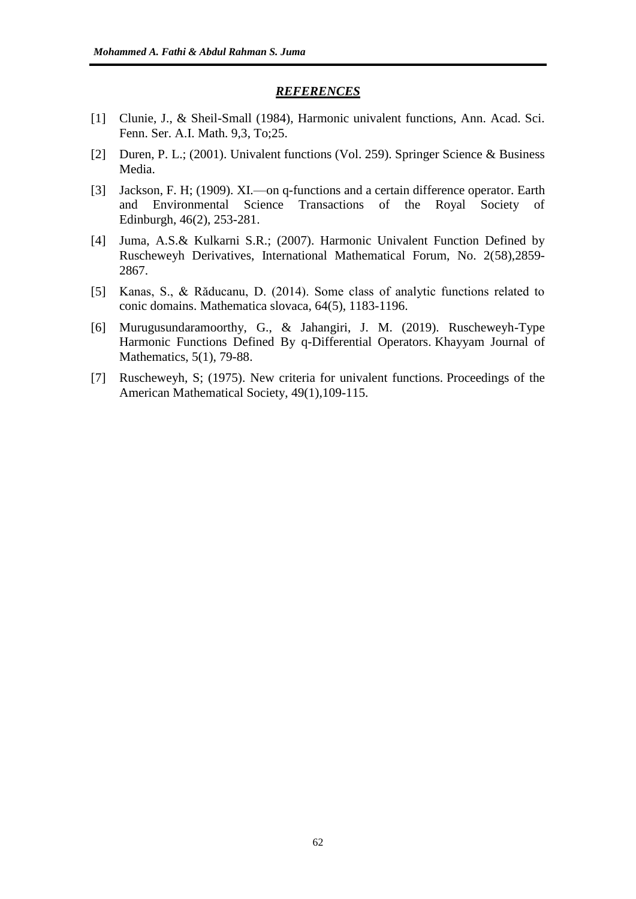## ***REFERENCES***

[1] Clunie, J., & Sheil-Small (1984), Harmonic univalent functions, Ann. Acad. Sci. Fenn. Ser. A.I. Math. 9,3, To;25.

[2] Duren, P. L.; (2001). Univalent functions (Vol. 259). Springer Science & Business Media.

[3] Jackson, F. H; (1909). XI.—on q-functions and a certain difference operator. Earth and Environmental Science Transactions of the Royal Society of Edinburgh, 46(2), 253-281.

[4] Juma, A.S.& Kulkarni S.R.; (2007). Harmonic Univalent Function Defined by Ruscheweyh Derivatives, International Mathematical Forum, No. 2(58),2859-2867.

[5] Kanas, S., & Răducanu, D. (2014). Some class of analytic functions related to conic domains. Mathematica slovaca, 64(5), 1183-1196.

[6] Murugusundaramoorthy, G., & Jahangiri, J. M. (2019). Ruscheweyh-Type Harmonic Functions Defined By q-Differential Operators. Khayyam Journal of Mathematics, 5(1), 79-88.

[7] Ruscheweyh, S; (1975). New criteria for univalent functions. Proceedings of the American Mathematical Society, 49(1),109-115.